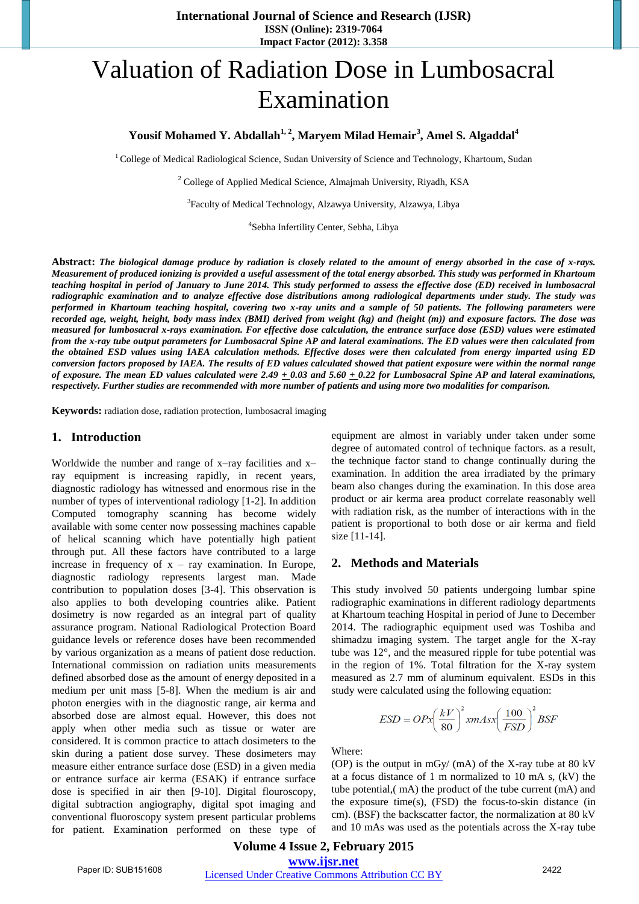# Valuation of Radiation Dose in Lumbosacral Examination

**Yousif Mohamed Y. Abdallah[1, 2], Maryem Milad Hemair[3], Amel S. Algaddal[4]**

[1] College of Medical Radiological Science, Sudan University of Science and Technology, Khartoum, Sudan

[2] College of Applied Medical Science, Almajmah University, Riyadh, KSA

[3] Faculty of Medical Technology, Alzawya University, Alzawya, Libya

[4] Sebha Infertility Center, Sebha, Libya

**Abstract:** ***The biological damage produce by radiation is closely related to the amount of energy absorbed in the case of x-rays. Measurement of produced ionizing is provided a useful assessment of the total energy absorbed. This study was performed in Khartoum teaching hospital in period of January to June 2014. This study performed to assess the effective dose (ED) received in lumbosacral radiographic examination and to analyze effective dose distributions among radiological departments under study. The study was performed in Khartoum teaching hospital, covering two x-ray units and a sample of 50 patients. The following parameters were recorded age, weight, height, body mass index (BMI) derived from weight (kg) and (height (m)) and exposure factors. The dose was measured for lumbosacral x-rays examination. For effective dose calculation, the entrance surface dose (ESD) values were estimated from the x-ray tube output parameters for Lumbosacral Spine AP and lateral examinations. The ED values were then calculated from the obtained ESD values using IAEA calculation methods. Effective doses were then calculated from energy imparted using ED conversion factors proposed by IAEA. The results of ED values calculated showed that patient exposure were within the normal range of exposure. The mean ED values calculated were 2.49 ± 0.03 and 5.60 ± 0.22 for Lumbosacral Spine AP and lateral examinations, respectively. Further studies are recommended with more number of patients and using more two modalities for comparison.***

**Keywords:** radiation dose, radiation protection, lumbosacral imaging

## 1. Introduction

Worldwide the number and range of x–ray facilities and x–ray equipment is increasing rapidly, in recent years, diagnostic radiology has witnessed and enormous rise in the number of types of interventional radiology [1-2]. In addition Computed tomography scanning has become widely available with some center now possessing machines capable of helical scanning which have potentially high patient through put. All these factors have contributed to a large increase in frequency of x – ray examination. In Europe, diagnostic radiology represents largest man. Made contribution to population doses [3-4]. This observation is also applies to both developing countries alike. Patient dosimetry is now regarded as an integral part of quality assurance program. National Radiological Protection Board guidance levels or reference doses have been recommended by various organization as a means of patient dose reduction. International commission on radiation units measurements defined absorbed dose as the amount of energy deposited in a medium per unit mass [5-8]. When the medium is air and photon energies with in the diagnostic range, air kerma and absorbed dose are almost equal. However, this does not apply when other media such as tissue or water are considered. It is common practice to attach dosimeters to the skin during a patient dose survey. These dosimeters may measure either entrance surface dose (ESD) in a given media or entrance surface air kerma (ESAK) if entrance surface dose is specified in air then [9-10]. Digital flouroscopy, digital subtraction angiography, digital spot imaging and conventional fluoroscopy system present particular problems for patient. Examination performed on these type of equipment are almost in variably under taken under some degree of automated control of technique factors. as a result, the technique factor stand to change continually during the examination. In addition the area irradiated by the primary beam also changes during the examination. In this dose area product or air kerma area product correlate reasonably well with radiation risk, as the number of interactions with in the patient is proportional to both dose or air kerma and field size [11-14].

## 2. Methods and Materials

This study involved 50 patients undergoing lumbar spine radiographic examinations in different radiology departments at Khartoum teaching Hospital in period of June to December 2014. The radiographic equipment used was Toshiba and shimadzu imaging system. The target angle for the X-ray tube was 12°, and the measured ripple for tube potential was in the region of 1%. Total filtration for the X-ray system measured as 2.7 mm of aluminum equivalent. ESDs in this study were calculated using the following equation:

$$ESD = OP x \left(\frac{kV}{80}\right)^2 x mAs x \left(\frac{100}{FSD}\right)^2 BSF$$

Where:

(OP) is the output in mGy/ (mA) of the X-ray tube at 80 kV at a focus distance of 1 m normalized to 10 mA s, (kV) the tube potential,( mA) the product of the tube current (mA) and the exposure time(s), (FSD) the focus-to-skin distance (in cm). (BSF) the backscatter factor, the normalization at 80 kV and 10 mAs was used as the potentials across the X-ray tube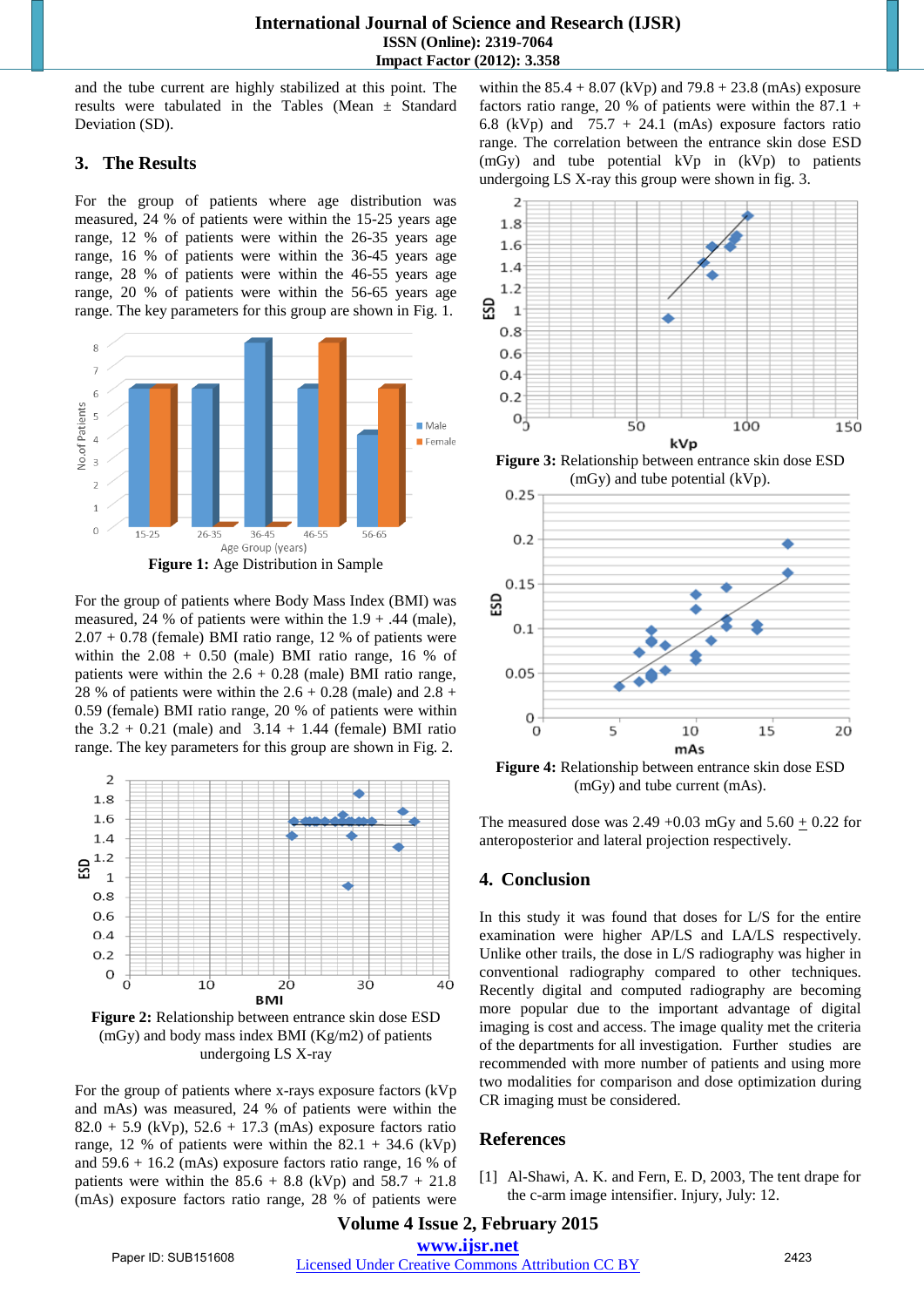and the tube current are highly stabilized at this point. The results were tabulated in the Tables (Mean ± Standard Deviation (SD).

## 3. The Results

For the group of patients where age distribution was measured, 24 % of patients were within the 15-25 years age range, 12 % of patients were within the 26-35 years age range, 16 % of patients were within the 36-45 years age range, 28 % of patients were within the 46-55 years age range, 20 % of patients were within the 56-65 years age range. The key parameters for this group are shown in Fig. 1.

No.of Patients
0 1 2 3 4 5 6 7 8
15-25 26-35 36-45 46-55 56-65
Age Group (years)
Male
Female

**Figure 1:** Age Distribution in Sample

For the group of patients where Body Mass Index (BMI) was measured, 24 % of patients were within the 1.9 + .44 (male), 2.07 + 0.78 (female) BMI ratio range, 12 % of patients were within the 2.08 + 0.50 (male) BMI ratio range, 16 % of patients were within the 2.6 + 0.28 (male) BMI ratio range, 28 % of patients were within the 2.6 + 0.28 (male) and 2.8 + 0.59 (female) BMI ratio range, 20 % of patients were within the 3.2 + 0.21 (male) and 3.14 + 1.44 (female) BMI ratio range. The key parameters for this group are shown in Fig. 2.

ESD
0 0.2 0.4 0.6 0.8 1 1.2 1.4 1.6 1.8 2
0 10 20 30 40
BMI

**Figure 2:** Relationship between entrance skin dose ESD (mGy) and body mass index BMI (Kg/m2) of patients undergoing LS X-ray

For the group of patients where x-rays exposure factors (kVp and mAs) was measured, 24 % of patients were within the 82.0 + 5.9 (kVp), 52.6 + 17.3 (mAs) exposure factors ratio range, 12 % of patients were within the 82.1 + 34.6 (kVp) and 59.6 + 16.2 (mAs) exposure factors ratio range, 16 % of patients were within the 85.6 + 8.8 (kVp) and 58.7 + 21.8 (mAs) exposure factors ratio range, 28 % of patients were within the 85.4 + 8.07 (kVp) and 79.8 + 23.8 (mAs) exposure factors ratio range, 20 % of patients were within the 87.1 + 6.8 (kVp) and 75.7 + 24.1 (mAs) exposure factors ratio range. The correlation between the entrance skin dose ESD (mGy) and tube potential kVp in (kVp) to patients undergoing LS X-ray this group were shown in fig. 3.

ESD
0 0.2 0.4 0.6 0.8 1 1.2 1.4 1.6 1.8 2
0 50 100 150
kVp

**Figure 3:** Relationship between entrance skin dose ESD (mGy) and tube potential (kVp).

ESD
0 0.05 0.1 0.15 0.2 0.25
0 5 10 15 20
mAs

**Figure 4:** Relationship between entrance skin dose ESD (mGy) and tube current (mAs).

The measured dose was 2.49 +0.03 mGy and 5.60 + 0.22 for anteroposterior and lateral projection respectively.

## 4. Conclusion

In this study it was found that doses for L/S for the entire examination were higher AP/LS and LA/LS respectively. Unlike other trails, the dose in L/S radiography was higher in conventional radiography compared to other techniques. Recently digital and computed radiography are becoming more popular due to the important advantage of digital imaging is cost and access. The image quality met the criteria of the departments for all investigation. Further studies are recommended with more number of patients and using more two modalities for comparison and dose optimization during CR imaging must be considered.

## References

[1] Al-Shawi, A. K. and Fern, E. D, 2003, The tent drape for the c-arm image intensifier. Injury, July: 12.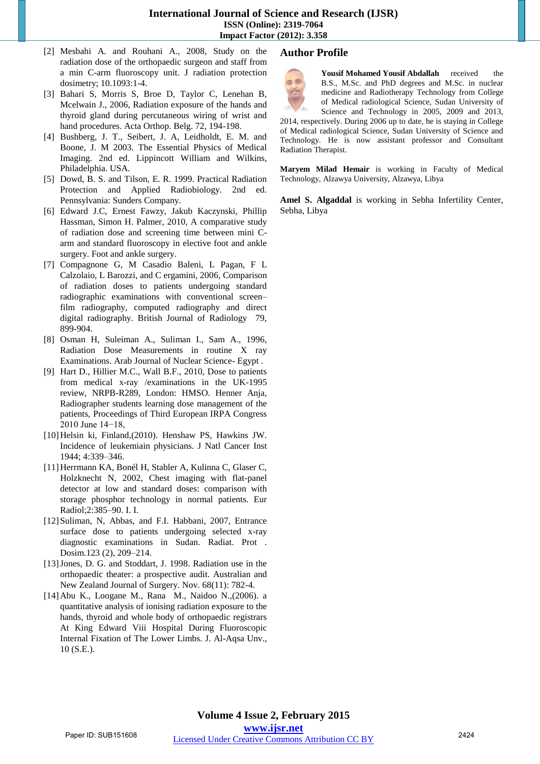[2] Mesbahi A. and Rouhani A., 2008, Study on the radiation dose of the orthopaedic surgeon and staff from a min C-arm fluoroscopy unit. J radiation protection dosimetry; 10.1093:1-4.

[3] Bahari S, Morris S, Broe D, Taylor C, Lenehan B, Mcelwain J., 2006, Radiation exposure of the hands and thyroid gland during percutaneous wiring of wrist and hand procedures. Acta Orthop. Belg. 72, 194-198.

[4] Bushberg, J. T., Seibert, J. A, Leidholdt, E. M. and Boone, J. M 2003. The Essential Physics of Medical Imaging. 2nd ed. Lippincott William and Wilkins, Philadelphia. USA.

[5] Dowd, B. S. and Tilson, E. R. 1999. Practical Radiation Protection and Applied Radiobiology. 2nd ed. Pennsylvania: Sunders Company.

[6] Edward J.C, Ernest Fawzy, Jakub Kaczynski, Phillip Hassman, Simon H. Palmer, 2010, A comparative study of radiation dose and screening time between mini C-arm and standard fluoroscopy in elective foot and ankle surgery. Foot and ankle surgery.

[7] Compagnone G, M Casadio Baleni, L Pagan, F L Calzolaio, L Barozzi, and C ergamini, 2006, Comparison of radiation doses to patients undergoing standard radiographic examinations with conventional screen–film radiography, computed radiography and direct digital radiography. British Journal of Radiology 79, 899-904.

[8] Osman H, Suleiman A., Suliman I., Sam A., 1996, Radiation Dose Measurements in routine X ray Examinations. Arab Journal of Nuclear Science- Egypt .

[9] Hart D., Hillier M.C., Wall B.F., 2010, Dose to patients from medical x-ray /examinations in the UK-1995 review, NRPB-R289, London: HMSO. Henner Anja, Radiographer students learning dose management of the patients, Proceedings of Third European IRPA Congress 2010 June 14−18,

[10] Helsin ki, Finland,(2010). Henshaw PS, Hawkins JW. Incidence of leukemiain physicians. J Natl Cancer Inst 1944; 4:339–346.

[11] Herrmann KA, Bonél H, Stabler A, Kulinna C, Glaser C, Holzknecht N, 2002, Chest imaging with flat-panel detector at low and standard doses: comparison with storage phosphor technology in normal patients. Eur Radiol;2:385–90. I. I.

[12] Suliman, N, Abbas, and F.I. Habbani, 2007, Entrance surface dose to patients undergoing selected x-ray diagnostic examinations in Sudan. Radiat. Prot . Dosim.123 (2), 209–214.

[13] Jones, D. G. and Stoddart, J. 1998. Radiation use in the orthopaedic theater: a prospective audit. Australian and New Zealand Journal of Surgery. Nov. 68(11): 782-4.

[14] Abu K., Loogane M., Rana M., Naidoo N.,(2006). a quantitative analysis of ionising radiation exposure to the hands, thyroid and whole body of orthopaedic registrars At King Edward Viii Hospital During Fluoroscopic Internal Fixation of The Lower Limbs. J. Al-Aqsa Unv., 10 (S.E.).

## Author Profile

**Yousif Mohamed Yousif Abdallah** received the B.S., M.Sc. and PhD degrees and M.Sc. in nuclear medicine and Radiotherapy Technology from College of Medical radiological Science, Sudan University of Science and Technology in 2005, 2009 and 2013, 2014, respectively. During 2006 up to date, he is staying in College of Medical radiological Science, Sudan University of Science and Technology. He is now assistant professor and Consultant Radiation Therapist.

**Maryem Milad Hemair** is working in Faculty of Medical Technology, Alzawya University, Alzawya, Libya

**Amel S. Algaddal** is working in Sebha Infertility Center, Sebha, Libya